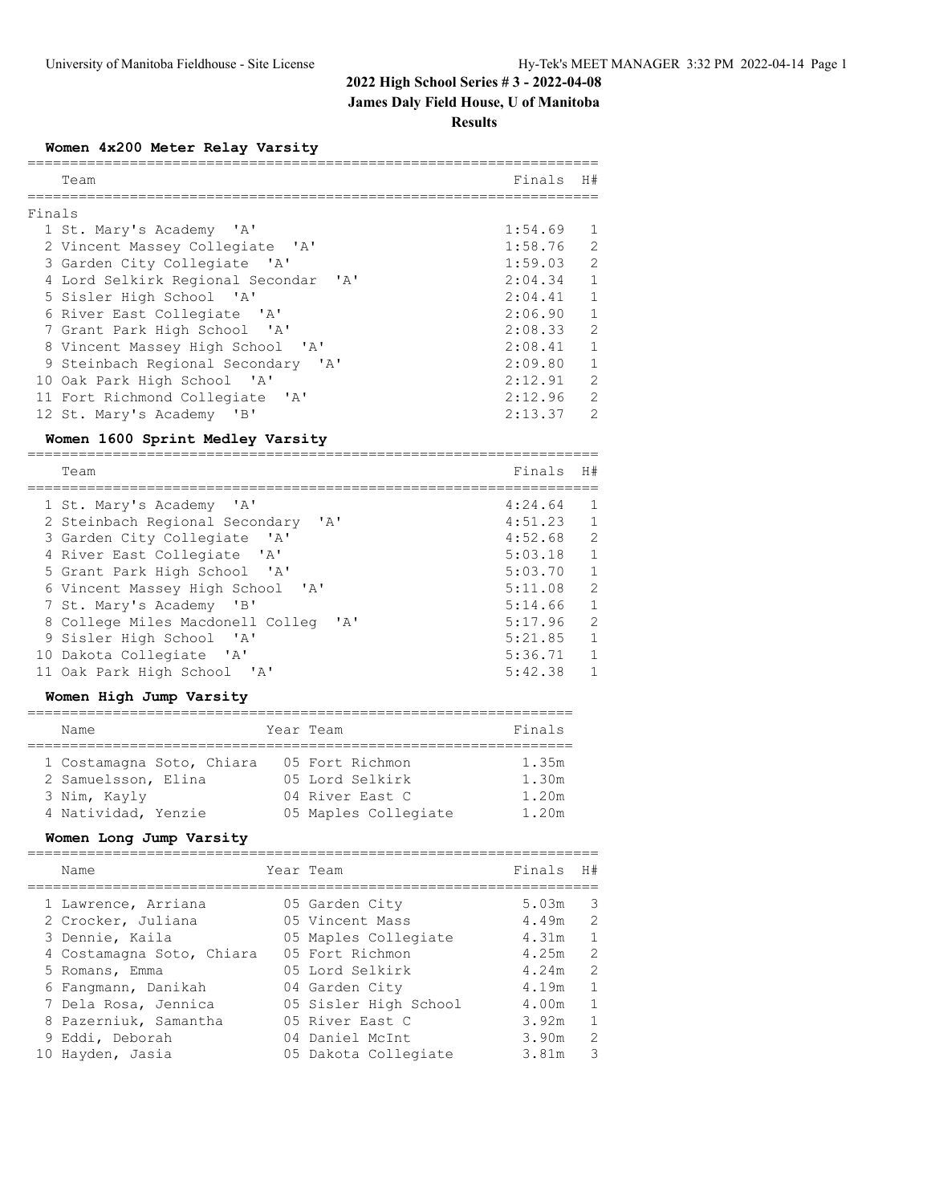# 2022 High School Series # 3 - 2022-04-08

## James Daly Field House, U of Manitoba

### Results

#### Women 4x200 Meter Relay Varsity

| | Team | Finals | H# |
|---|---|---|---|
| **Finals** | | | |
| 1 | St. Mary's Academy 'A' | 1:54.69 | 1 |
| 2 | Vincent Massey Collegiate 'A' | 1:58.76 | 2 |
| 3 | Garden City Collegiate 'A' | 1:59.03 | 2 |
| 4 | Lord Selkirk Regional Secondar 'A' | 2:04.34 | 1 |
| 5 | Sisler High School 'A' | 2:04.41 | 1 |
| 6 | River East Collegiate 'A' | 2:06.90 | 1 |
| 7 | Grant Park High School 'A' | 2:08.33 | 2 |
| 8 | Vincent Massey High School 'A' | 2:08.41 | 1 |
| 9 | Steinbach Regional Secondary 'A' | 2:09.80 | 1 |
| 10 | Oak Park High School 'A' | 2:12.91 | 2 |
| 11 | Fort Richmond Collegiate 'A' | 2:12.96 | 2 |
| 12 | St. Mary's Academy 'B' | 2:13.37 | 2 |

#### Women 1600 Sprint Medley Varsity

| | Team | Finals | H# |
|---|---|---|---|
| 1 | St. Mary's Academy 'A' | 4:24.64 | 1 |
| 2 | Steinbach Regional Secondary 'A' | 4:51.23 | 1 |
| 3 | Garden City Collegiate 'A' | 4:52.68 | 2 |
| 4 | River East Collegiate 'A' | 5:03.18 | 1 |
| 5 | Grant Park High School 'A' | 5:03.70 | 1 |
| 6 | Vincent Massey High School 'A' | 5:11.08 | 2 |
| 7 | St. Mary's Academy 'B' | 5:14.66 | 1 |
| 8 | College Miles Macdonell Colleg 'A' | 5:17.96 | 2 |
| 9 | Sisler High School 'A' | 5:21.85 | 1 |
| 10 | Dakota Collegiate 'A' | 5:36.71 | 1 |
| 11 | Oak Park High School 'A' | 5:42.38 | 1 |

#### Women High Jump Varsity

| | Name | Year | Team | Finals |
|---|---|---|---|---|
| 1 | Costamagna Soto, Chiara | 05 | Fort Richmon | 1.35m |
| 2 | Samuelsson, Elina | 05 | Lord Selkirk | 1.30m |
| 3 | Nim, Kayly | 04 | River East C | 1.20m |
| 4 | Natividad, Yenzie | 05 | Maples Collegiate | 1.20m |

#### Women Long Jump Varsity

| | Name | Year | Team | Finals | H# |
|---|---|---|---|---|---|
| 1 | Lawrence, Arriana | 05 | Garden City | 5.03m | 3 |
| 2 | Crocker, Juliana | 05 | Vincent Mass | 4.49m | 2 |
| 3 | Dennie, Kaila | 05 | Maples Collegiate | 4.31m | 1 |
| 4 | Costamagna Soto, Chiara | 05 | Fort Richmon | 4.25m | 2 |
| 5 | Romans, Emma | 05 | Lord Selkirk | 4.24m | 2 |
| 6 | Fangmann, Danikah | 04 | Garden City | 4.19m | 1 |
| 7 | Dela Rosa, Jennica | 05 | Sisler High School | 4.00m | 1 |
| 8 | Pazerniuk, Samantha | 05 | River East C | 3.92m | 1 |
| 9 | Eddi, Deborah | 04 | Daniel McInt | 3.90m | 2 |
| 10 | Hayden, Jasia | 05 | Dakota Collegiate | 3.81m | 3 |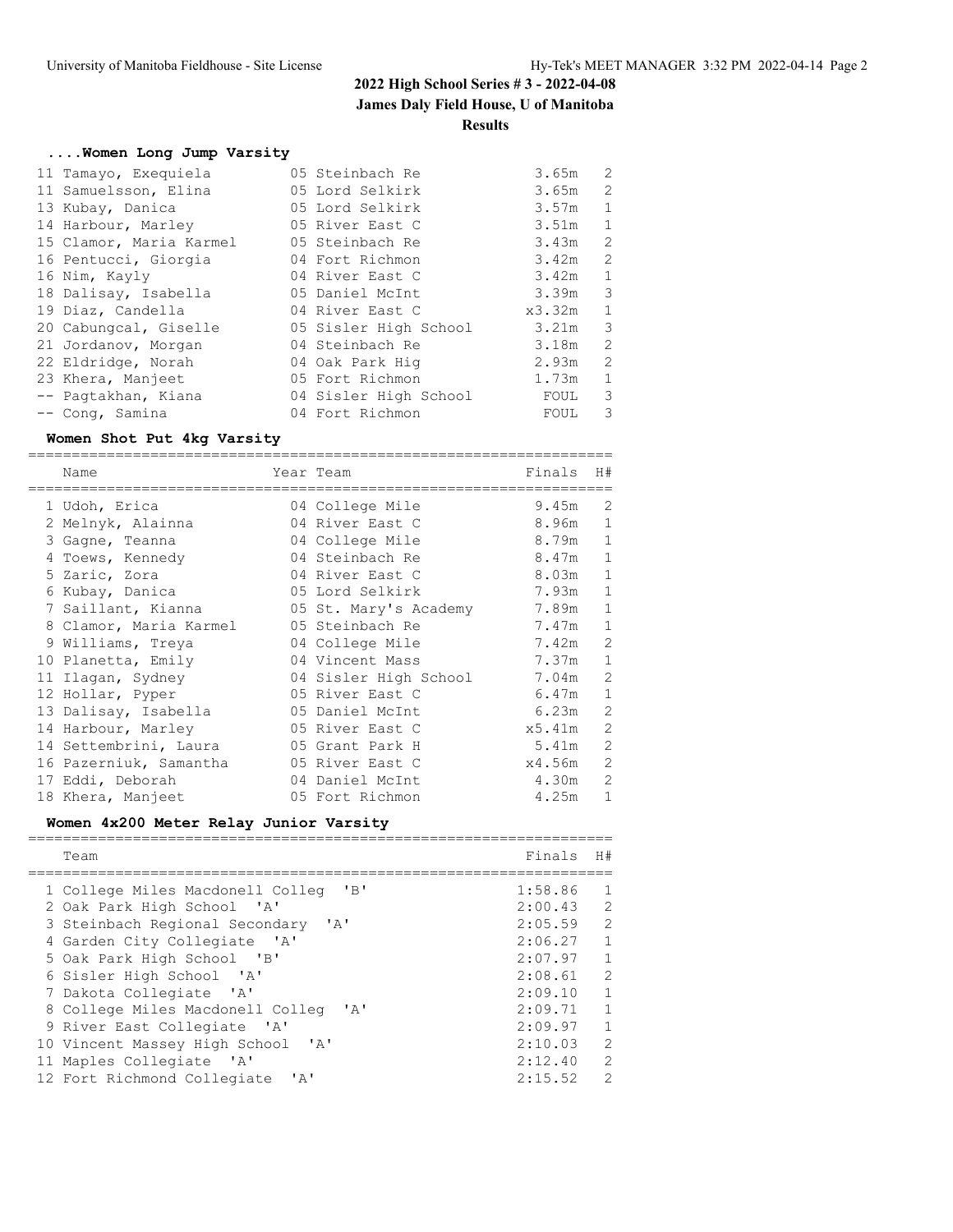# 2022 High School Series # 3 - 2022-04-08

**James Daly Field House, U of Manitoba**

**Results**

### ....Women Long Jump Varsity

| | | | | | |
|---|---|---|---|---|---|
| 11 | Tamayo, Exequiela | 05 | Steinbach Re | 3.65m | 2 |
| 11 | Samuelsson, Elina | 05 | Lord Selkirk | 3.65m | 2 |
| 13 | Kubay, Danica | 05 | Lord Selkirk | 3.57m | 1 |
| 14 | Harbour, Marley | 05 | River East C | 3.51m | 1 |
| 15 | Clamor, Maria Karmel | 05 | Steinbach Re | 3.43m | 2 |
| 16 | Pentucci, Giorgia | 04 | Fort Richmon | 3.42m | 2 |
| 16 | Nim, Kayly | 04 | River East C | 3.42m | 1 |
| 18 | Dalisay, Isabella | 05 | Daniel McInt | 3.39m | 3 |
| 19 | Diaz, Candella | 04 | River East C | x3.32m | 1 |
| 20 | Cabungcal, Giselle | 05 | Sisler High School | 3.21m | 3 |
| 21 | Jordanov, Morgan | 04 | Steinbach Re | 3.18m | 2 |
| 22 | Eldridge, Norah | 04 | Oak Park Hig | 2.93m | 2 |
| 23 | Khera, Manjeet | 05 | Fort Richmon | 1.73m | 1 |
| -- | Pagtakhan, Kiana | 04 | Sisler High School | FOUL | 3 |
| -- | Cong, Samina | 04 | Fort Richmon | FOUL | 3 |

### Women Shot Put 4kg Varsity

| | Name | Year | Team | Finals | H# |
|---|---|---|---|---|---|
| 1 | Udoh, Erica | 04 | College Mile | 9.45m | 2 |
| 2 | Melnyk, Alainna | 04 | River East C | 8.96m | 1 |
| 3 | Gagne, Teanna | 04 | College Mile | 8.79m | 1 |
| 4 | Toews, Kennedy | 04 | Steinbach Re | 8.47m | 1 |
| 5 | Zaric, Zora | 04 | River East C | 8.03m | 1 |
| 6 | Kubay, Danica | 05 | Lord Selkirk | 7.93m | 1 |
| 7 | Saillant, Kianna | 05 | St. Mary's Academy | 7.89m | 1 |
| 8 | Clamor, Maria Karmel | 05 | Steinbach Re | 7.47m | 1 |
| 9 | Williams, Treya | 04 | College Mile | 7.42m | 2 |
| 10 | Planetta, Emily | 04 | Vincent Mass | 7.37m | 1 |
| 11 | Ilagan, Sydney | 04 | Sisler High School | 7.04m | 2 |
| 12 | Hollar, Pyper | 05 | River East C | 6.47m | 1 |
| 13 | Dalisay, Isabella | 05 | Daniel McInt | 6.23m | 2 |
| 14 | Harbour, Marley | 05 | River East C | x5.41m | 2 |
| 14 | Settembrini, Laura | 05 | Grant Park H | 5.41m | 2 |
| 16 | Pazerniuk, Samantha | 05 | River East C | x4.56m | 2 |
| 17 | Eddi, Deborah | 04 | Daniel McInt | 4.30m | 2 |
| 18 | Khera, Manjeet | 05 | Fort Richmon | 4.25m | 1 |

### Women 4x200 Meter Relay Junior Varsity

| | Team | Finals | H# |
|---|---|---|---|
| 1 | College Miles Macdonell Colleg 'B' | 1:58.86 | 1 |
| 2 | Oak Park High School 'A' | 2:00.43 | 2 |
| 3 | Steinbach Regional Secondary 'A' | 2:05.59 | 2 |
| 4 | Garden City Collegiate 'A' | 2:06.27 | 1 |
| 5 | Oak Park High School 'B' | 2:07.97 | 1 |
| 6 | Sisler High School 'A' | 2:08.61 | 2 |
| 7 | Dakota Collegiate 'A' | 2:09.10 | 1 |
| 8 | College Miles Macdonell Colleg 'A' | 2:09.71 | 1 |
| 9 | River East Collegiate 'A' | 2:09.97 | 1 |
| 10 | Vincent Massey High School 'A' | 2:10.03 | 2 |
| 11 | Maples Collegiate 'A' | 2:12.40 | 2 |
| 12 | Fort Richmond Collegiate 'A' | 2:15.52 | 2 |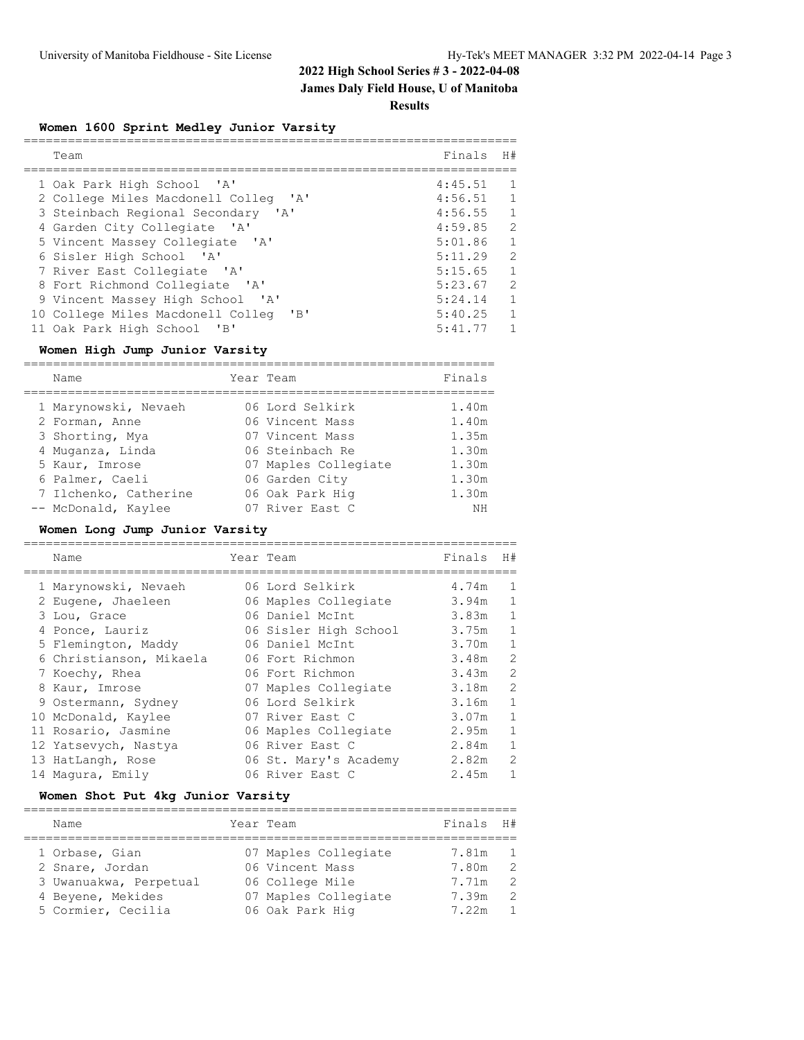# 2022 High School Series # 3 - 2022-04-08

**James Daly Field House, U of Manitoba**

**Results**

### Women 1600 Sprint Medley Junior Varsity

| | Team | Finals | H# |
|---|---|---|---|
| 1 | Oak Park High School 'A' | 4:45.51 | 1 |
| 2 | College Miles Macdonell Colleg 'A' | 4:56.51 | 1 |
| 3 | Steinbach Regional Secondary 'A' | 4:56.55 | 1 |
| 4 | Garden City Collegiate 'A' | 4:59.85 | 2 |
| 5 | Vincent Massey Collegiate 'A' | 5:01.86 | 1 |
| 6 | Sisler High School 'A' | 5:11.29 | 2 |
| 7 | River East Collegiate 'A' | 5:15.65 | 1 |
| 8 | Fort Richmond Collegiate 'A' | 5:23.67 | 2 |
| 9 | Vincent Massey High School 'A' | 5:24.14 | 1 |
| 10 | College Miles Macdonell Colleg 'B' | 5:40.25 | 1 |
| 11 | Oak Park High School 'B' | 5:41.77 | 1 |

### Women High Jump Junior Varsity

| | Name | Year | Team | Finals |
|---|---|---|---|---|
| 1 | Marynowski, Nevaeh | 06 | Lord Selkirk | 1.40m |
| 2 | Forman, Anne | 06 | Vincent Mass | 1.40m |
| 3 | Shorting, Mya | 07 | Vincent Mass | 1.35m |
| 4 | Muganza, Linda | 06 | Steinbach Re | 1.30m |
| 5 | Kaur, Imrose | 07 | Maples Collegiate | 1.30m |
| 6 | Palmer, Caeli | 06 | Garden City | 1.30m |
| 7 | Ilchenko, Catherine | 06 | Oak Park Hig | 1.30m |
| -- | McDonald, Kaylee | 07 | River East C | NH |

### Women Long Jump Junior Varsity

| | Name | Year | Team | Finals | H# |
|---|---|---|---|---|---|
| 1 | Marynowski, Nevaeh | 06 | Lord Selkirk | 4.74m | 1 |
| 2 | Eugene, Jhaeleen | 06 | Maples Collegiate | 3.94m | 1 |
| 3 | Lou, Grace | 06 | Daniel McInt | 3.83m | 1 |
| 4 | Ponce, Lauriz | 06 | Sisler High School | 3.75m | 1 |
| 5 | Flemington, Maddy | 06 | Daniel McInt | 3.70m | 1 |
| 6 | Christianson, Mikaela | 06 | Fort Richmon | 3.48m | 2 |
| 7 | Koechy, Rhea | 06 | Fort Richmon | 3.43m | 2 |
| 8 | Kaur, Imrose | 07 | Maples Collegiate | 3.18m | 2 |
| 9 | Ostermann, Sydney | 06 | Lord Selkirk | 3.16m | 1 |
| 10 | McDonald, Kaylee | 07 | River East C | 3.07m | 1 |
| 11 | Rosario, Jasmine | 06 | Maples Collegiate | 2.95m | 1 |
| 12 | Yatsevych, Nastya | 06 | River East C | 2.84m | 1 |
| 13 | HatLangh, Rose | 06 | St. Mary's Academy | 2.82m | 2 |
| 14 | Magura, Emily | 06 | River East C | 2.45m | 1 |

### Women Shot Put 4kg Junior Varsity

| | Name | Year | Team | Finals | H# |
|---|---|---|---|---|---|
| 1 | Orbase, Gian | 07 | Maples Collegiate | 7.81m | 1 |
| 2 | Snare, Jordan | 06 | Vincent Mass | 7.80m | 2 |
| 3 | Uwanuakwa, Perpetual | 06 | College Mile | 7.71m | 2 |
| 4 | Beyene, Mekides | 07 | Maples Collegiate | 7.39m | 2 |
| 5 | Cormier, Cecilia | 06 | Oak Park Hig | 7.22m | 1 |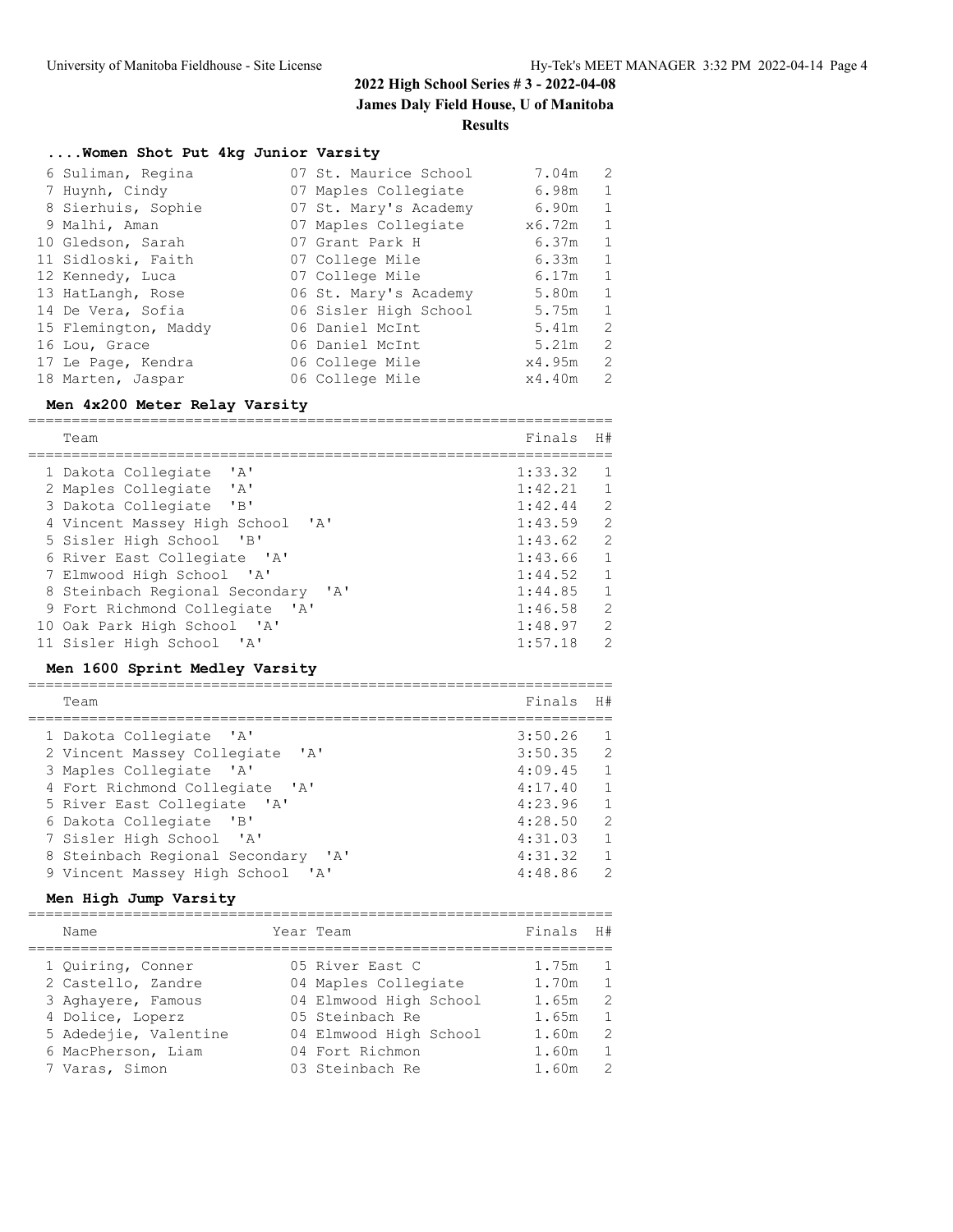# 2022 High School Series # 3 - 2022-04-08

**James Daly Field House, U of Manitoba**

**Results**

### ....Women Shot Put 4kg Junior Varsity

| Place | Name | Year | Team | Finals | H# |
|---|---|---|---|---|---|
| 6 | Suliman, Regina | 07 | St. Maurice School | 7.04m | 2 |
| 7 | Huynh, Cindy | 07 | Maples Collegiate | 6.98m | 1 |
| 8 | Sierhuis, Sophie | 07 | St. Mary's Academy | 6.90m | 1 |
| 9 | Malhi, Aman | 07 | Maples Collegiate | x6.72m | 1 |
| 10 | Gledson, Sarah | 07 | Grant Park H | 6.37m | 1 |
| 11 | Sidloski, Faith | 07 | College Mile | 6.33m | 1 |
| 12 | Kennedy, Luca | 07 | College Mile | 6.17m | 1 |
| 13 | HatLangh, Rose | 06 | St. Mary's Academy | 5.80m | 1 |
| 14 | De Vera, Sofia | 06 | Sisler High School | 5.75m | 1 |
| 15 | Flemington, Maddy | 06 | Daniel McInt | 5.41m | 2 |
| 16 | Lou, Grace | 06 | Daniel McInt | 5.21m | 2 |
| 17 | Le Page, Kendra | 06 | College Mile | x4.95m | 2 |
| 18 | Marten, Jaspar | 06 | College Mile | x4.40m | 2 |

### Men 4x200 Meter Relay Varsity

| Place | Team | Finals | H# |
|---|---|---|---|
| 1 | Dakota Collegiate 'A' | 1:33.32 | 1 |
| 2 | Maples Collegiate 'A' | 1:42.21 | 1 |
| 3 | Dakota Collegiate 'B' | 1:42.44 | 2 |
| 4 | Vincent Massey High School 'A' | 1:43.59 | 2 |
| 5 | Sisler High School 'B' | 1:43.62 | 2 |
| 6 | River East Collegiate 'A' | 1:43.66 | 1 |
| 7 | Elmwood High School 'A' | 1:44.52 | 1 |
| 8 | Steinbach Regional Secondary 'A' | 1:44.85 | 1 |
| 9 | Fort Richmond Collegiate 'A' | 1:46.58 | 2 |
| 10 | Oak Park High School 'A' | 1:48.97 | 2 |
| 11 | Sisler High School 'A' | 1:57.18 | 2 |

### Men 1600 Sprint Medley Varsity

| Place | Team | Finals | H# |
|---|---|---|---|
| 1 | Dakota Collegiate 'A' | 3:50.26 | 1 |
| 2 | Vincent Massey Collegiate 'A' | 3:50.35 | 2 |
| 3 | Maples Collegiate 'A' | 4:09.45 | 1 |
| 4 | Fort Richmond Collegiate 'A' | 4:17.40 | 1 |
| 5 | River East Collegiate 'A' | 4:23.96 | 1 |
| 6 | Dakota Collegiate 'B' | 4:28.50 | 2 |
| 7 | Sisler High School 'A' | 4:31.03 | 1 |
| 8 | Steinbach Regional Secondary 'A' | 4:31.32 | 1 |
| 9 | Vincent Massey High School 'A' | 4:48.86 | 2 |

### Men High Jump Varsity

| Place | Name | Year | Team | Finals | H# |
|---|---|---|---|---|---|
| 1 | Quiring, Conner | 05 | River East C | 1.75m | 1 |
| 2 | Castello, Zandre | 04 | Maples Collegiate | 1.70m | 1 |
| 3 | Aghayere, Famous | 04 | Elmwood High School | 1.65m | 2 |
| 4 | Dolice, Loperz | 05 | Steinbach Re | 1.65m | 1 |
| 5 | Adedejie, Valentine | 04 | Elmwood High School | 1.60m | 2 |
| 6 | MacPherson, Liam | 04 | Fort Richmon | 1.60m | 1 |
| 7 | Varas, Simon | 03 | Steinbach Re | 1.60m | 2 |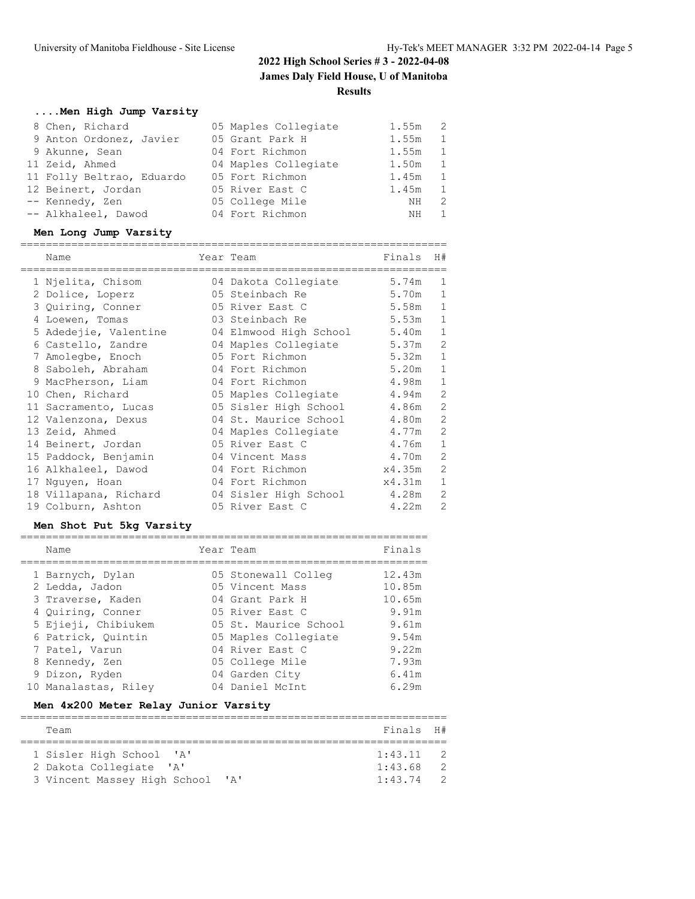## 2022 High School Series # 3 - 2022-04-08

**James Daly Field House, U of Manitoba**

**Results**

### ....Men High Jump Varsity

| | | | | | |
|---|---|---|---|---|---|
| 8 | Chen, Richard | 05 | Maples Collegiate | 1.55m | 2 |
| 9 | Anton Ordonez, Javier | 05 | Grant Park H | 1.55m | 1 |
| 9 | Akunne, Sean | 04 | Fort Richmon | 1.55m | 1 |
| 11 | Zeid, Ahmed | 04 | Maples Collegiate | 1.50m | 1 |
| 11 | Folly Beltrao, Eduardo | 05 | Fort Richmon | 1.45m | 1 |
| 12 | Beinert, Jordan | 05 | River East C | 1.45m | 1 |
| -- | Kennedy, Zen | 05 | College Mile | NH | 2 |
| -- | Alkhaleel, Dawod | 04 | Fort Richmon | NH | 1 |

### Men Long Jump Varsity

| | Name | Year | Team | Finals | H# |
|---|---|---|---|---|---|
| 1 | Njelita, Chisom | 04 | Dakota Collegiate | 5.74m | 1 |
| 2 | Dolice, Loperz | 05 | Steinbach Re | 5.70m | 1 |
| 3 | Quiring, Conner | 05 | River East C | 5.58m | 1 |
| 4 | Loewen, Tomas | 03 | Steinbach Re | 5.53m | 1 |
| 5 | Adedejie, Valentine | 04 | Elmwood High School | 5.40m | 1 |
| 6 | Castello, Zandre | 04 | Maples Collegiate | 5.37m | 2 |
| 7 | Amolegbe, Enoch | 05 | Fort Richmon | 5.32m | 1 |
| 8 | Saboleh, Abraham | 04 | Fort Richmon | 5.20m | 1 |
| 9 | MacPherson, Liam | 04 | Fort Richmon | 4.98m | 1 |
| 10 | Chen, Richard | 05 | Maples Collegiate | 4.94m | 2 |
| 11 | Sacramento, Lucas | 05 | Sisler High School | 4.86m | 2 |
| 12 | Valenzona, Dexus | 04 | St. Maurice School | 4.80m | 2 |
| 13 | Zeid, Ahmed | 04 | Maples Collegiate | 4.77m | 2 |
| 14 | Beinert, Jordan | 05 | River East C | 4.76m | 1 |
| 15 | Paddock, Benjamin | 04 | Vincent Mass | 4.70m | 2 |
| 16 | Alkhaleel, Dawod | 04 | Fort Richmon | x4.35m | 2 |
| 17 | Nguyen, Hoan | 04 | Fort Richmon | x4.31m | 1 |
| 18 | Villapana, Richard | 04 | Sisler High School | 4.28m | 2 |
| 19 | Colburn, Ashton | 05 | River East C | 4.22m | 2 |

### Men Shot Put 5kg Varsity

| | Name | Year | Team | Finals |
|---|---|---|---|---|
| 1 | Barnych, Dylan | 05 | Stonewall Colleg | 12.43m |
| 2 | Ledda, Jadon | 05 | Vincent Mass | 10.85m |
| 3 | Traverse, Kaden | 04 | Grant Park H | 10.65m |
| 4 | Quiring, Conner | 05 | River East C | 9.91m |
| 5 | Ejieji, Chibiukem | 05 | St. Maurice School | 9.61m |
| 6 | Patrick, Quintin | 05 | Maples Collegiate | 9.54m |
| 7 | Patel, Varun | 04 | River East C | 9.22m |
| 8 | Kennedy, Zen | 05 | College Mile | 7.93m |
| 9 | Dizon, Ryden | 04 | Garden City | 6.41m |
| 10 | Manalastas, Riley | 04 | Daniel McInt | 6.29m |

### Men 4x200 Meter Relay Junior Varsity

| | Team | Finals | H# |
|---|---|---|---|
| 1 | Sisler High School 'A' | 1:43.11 | 2 |
| 2 | Dakota Collegiate 'A' | 1:43.68 | 2 |
| 3 | Vincent Massey High School 'A' | 1:43.74 | 2 |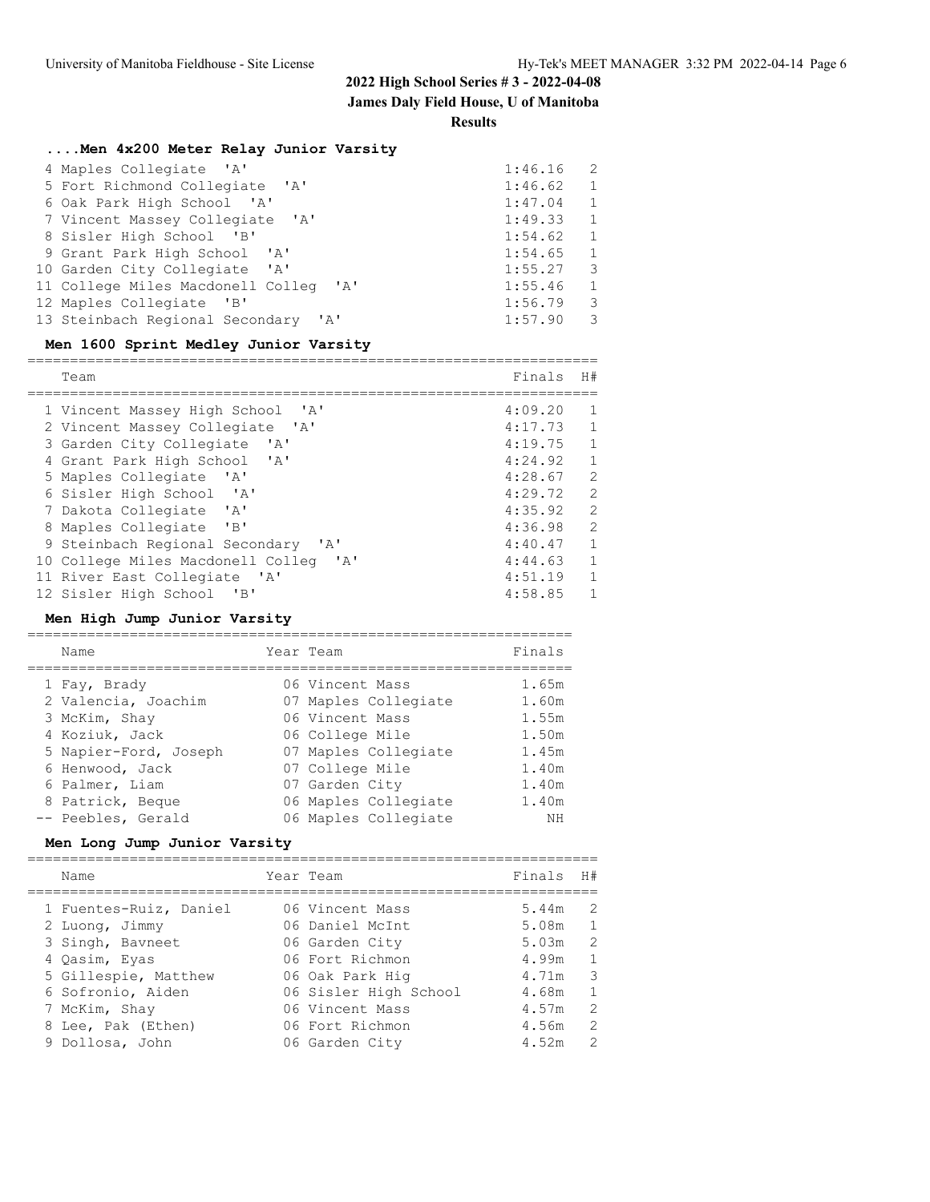**2022 High School Series # 3 - 2022-04-08**

**James Daly Field House, U of Manitoba**

**Results**

### ....Men 4x200 Meter Relay Junior Varsity

| Place | Team | Finals | H# |
|---|---|---|---|
| 4 | Maples Collegiate 'A' | 1:46.16 | 2 |
| 5 | Fort Richmond Collegiate 'A' | 1:46.62 | 1 |
| 6 | Oak Park High School 'A' | 1:47.04 | 1 |
| 7 | Vincent Massey Collegiate 'A' | 1:49.33 | 1 |
| 8 | Sisler High School 'B' | 1:54.62 | 1 |
| 9 | Grant Park High School 'A' | 1:54.65 | 1 |
| 10 | Garden City Collegiate 'A' | 1:55.27 | 3 |
| 11 | College Miles Macdonell Colleg 'A' | 1:55.46 | 1 |
| 12 | Maples Collegiate 'B' | 1:56.79 | 3 |
| 13 | Steinbach Regional Secondary 'A' | 1:57.90 | 3 |

### Men 1600 Sprint Medley Junior Varsity

| Place | Team | Finals | H# |
|---|---|---|---|
| 1 | Vincent Massey High School 'A' | 4:09.20 | 1 |
| 2 | Vincent Massey Collegiate 'A' | 4:17.73 | 1 |
| 3 | Garden City Collegiate 'A' | 4:19.75 | 1 |
| 4 | Grant Park High School 'A' | 4:24.92 | 1 |
| 5 | Maples Collegiate 'A' | 4:28.67 | 2 |
| 6 | Sisler High School 'A' | 4:29.72 | 2 |
| 7 | Dakota Collegiate 'A' | 4:35.92 | 2 |
| 8 | Maples Collegiate 'B' | 4:36.98 | 2 |
| 9 | Steinbach Regional Secondary 'A' | 4:40.47 | 1 |
| 10 | College Miles Macdonell Colleg 'A' | 4:44.63 | 1 |
| 11 | River East Collegiate 'A' | 4:51.19 | 1 |
| 12 | Sisler High School 'B' | 4:58.85 | 1 |

### Men High Jump Junior Varsity

| Place | Name | Year | Team | Finals |
|---|---|---|---|---|
| 1 | Fay, Brady | 06 | Vincent Mass | 1.65m |
| 2 | Valencia, Joachim | 07 | Maples Collegiate | 1.60m |
| 3 | McKim, Shay | 06 | Vincent Mass | 1.55m |
| 4 | Koziuk, Jack | 06 | College Mile | 1.50m |
| 5 | Napier-Ford, Joseph | 07 | Maples Collegiate | 1.45m |
| 6 | Henwood, Jack | 07 | College Mile | 1.40m |
| 6 | Palmer, Liam | 07 | Garden City | 1.40m |
| 8 | Patrick, Beque | 06 | Maples Collegiate | 1.40m |
| -- | Peebles, Gerald | 06 | Maples Collegiate | NH |

### Men Long Jump Junior Varsity

| Place | Name | Year | Team | Finals | H# |
|---|---|---|---|---|---|
| 1 | Fuentes-Ruiz, Daniel | 06 | Vincent Mass | 5.44m | 2 |
| 2 | Luong, Jimmy | 06 | Daniel McInt | 5.08m | 1 |
| 3 | Singh, Bavneet | 06 | Garden City | 5.03m | 2 |
| 4 | Qasim, Eyas | 06 | Fort Richmon | 4.99m | 1 |
| 5 | Gillespie, Matthew | 06 | Oak Park Hig | 4.71m | 3 |
| 6 | Sofronio, Aiden | 06 | Sisler High School | 4.68m | 1 |
| 7 | McKim, Shay | 06 | Vincent Mass | 4.57m | 2 |
| 8 | Lee, Pak (Ethen) | 06 | Fort Richmon | 4.56m | 2 |
| 9 | Dollosa, John | 06 | Garden City | 4.52m | 2 |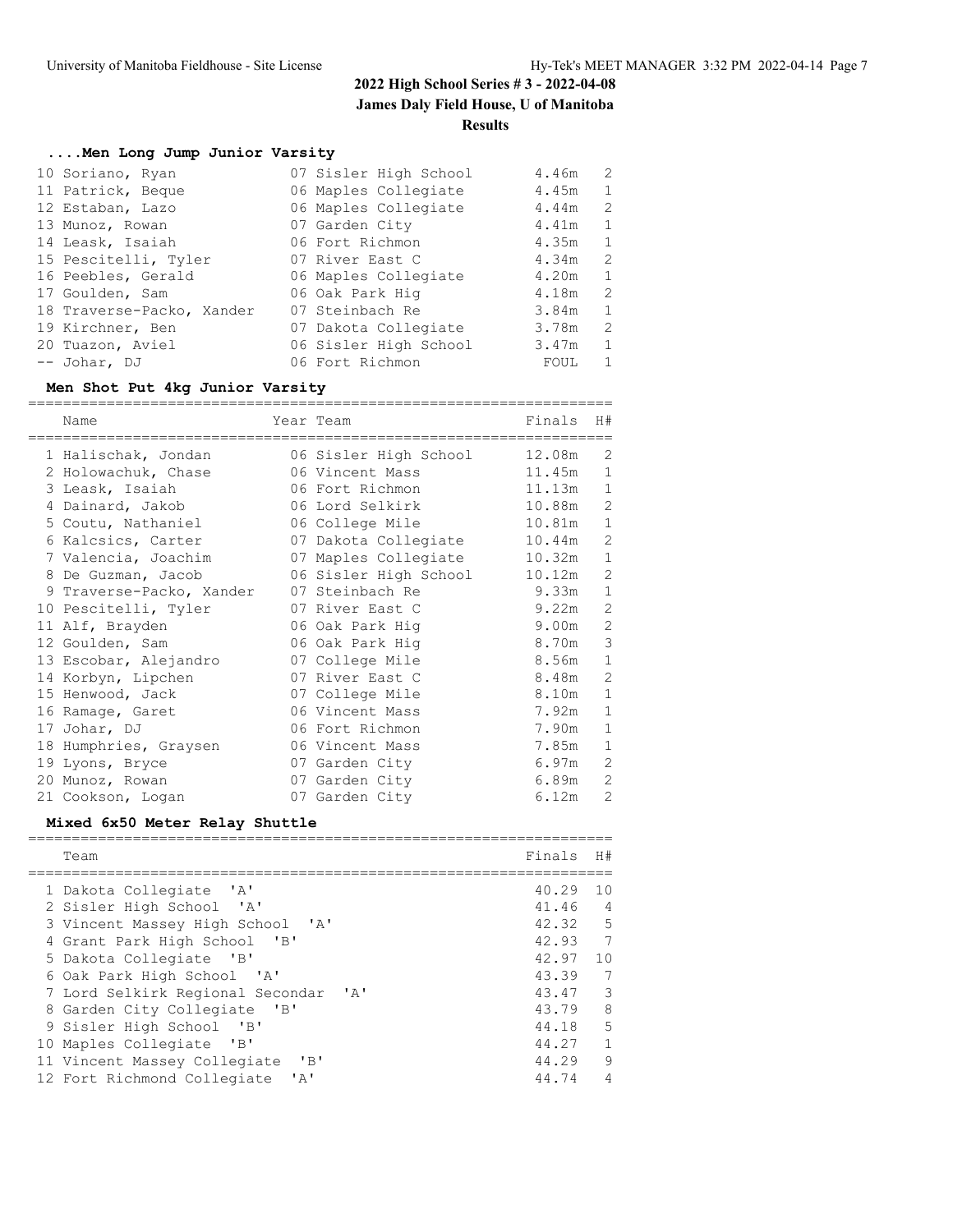## 2022 High School Series # 3 - 2022-04-08

**James Daly Field House, U of Manitoba**

**Results**

### ....Men Long Jump Junior Varsity

| | Name | Year | Team | Finals | H# |
|---|---|---|---|---|---|
| 10 | Soriano, Ryan | 07 | Sisler High School | 4.46m | 2 |
| 11 | Patrick, Beque | 06 | Maples Collegiate | 4.45m | 1 |
| 12 | Estaban, Lazo | 06 | Maples Collegiate | 4.44m | 2 |
| 13 | Munoz, Rowan | 07 | Garden City | 4.41m | 1 |
| 14 | Leask, Isaiah | 06 | Fort Richmon | 4.35m | 1 |
| 15 | Pescitelli, Tyler | 07 | River East C | 4.34m | 2 |
| 16 | Peebles, Gerald | 06 | Maples Collegiate | 4.20m | 1 |
| 17 | Goulden, Sam | 06 | Oak Park Hig | 4.18m | 2 |
| 18 | Traverse-Packo, Xander | 07 | Steinbach Re | 3.84m | 1 |
| 19 | Kirchner, Ben | 07 | Dakota Collegiate | 3.78m | 2 |
| 20 | Tuazon, Aviel | 06 | Sisler High School | 3.47m | 1 |
| -- | Johar, DJ | 06 | Fort Richmon | FOUL | 1 |

### Men Shot Put 4kg Junior Varsity

| | Name | Year | Team | Finals | H# |
|---|---|---|---|---|---|
| 1 | Halischak, Jondan | 06 | Sisler High School | 12.08m | 2 |
| 2 | Holowachuk, Chase | 06 | Vincent Mass | 11.45m | 1 |
| 3 | Leask, Isaiah | 06 | Fort Richmon | 11.13m | 1 |
| 4 | Dainard, Jakob | 06 | Lord Selkirk | 10.88m | 2 |
| 5 | Coutu, Nathaniel | 06 | College Mile | 10.81m | 1 |
| 6 | Kalcsics, Carter | 07 | Dakota Collegiate | 10.44m | 2 |
| 7 | Valencia, Joachim | 07 | Maples Collegiate | 10.32m | 1 |
| 8 | De Guzman, Jacob | 06 | Sisler High School | 10.12m | 2 |
| 9 | Traverse-Packo, Xander | 07 | Steinbach Re | 9.33m | 1 |
| 10 | Pescitelli, Tyler | 07 | River East C | 9.22m | 2 |
| 11 | Alf, Brayden | 06 | Oak Park Hig | 9.00m | 2 |
| 12 | Goulden, Sam | 06 | Oak Park Hig | 8.70m | 3 |
| 13 | Escobar, Alejandro | 07 | College Mile | 8.56m | 1 |
| 14 | Korbyn, Lipchen | 07 | River East C | 8.48m | 2 |
| 15 | Henwood, Jack | 07 | College Mile | 8.10m | 1 |
| 16 | Ramage, Garet | 06 | Vincent Mass | 7.92m | 1 |
| 17 | Johar, DJ | 06 | Fort Richmon | 7.90m | 1 |
| 18 | Humphries, Graysen | 06 | Vincent Mass | 7.85m | 1 |
| 19 | Lyons, Bryce | 07 | Garden City | 6.97m | 2 |
| 20 | Munoz, Rowan | 07 | Garden City | 6.89m | 2 |
| 21 | Cookson, Logan | 07 | Garden City | 6.12m | 2 |

### Mixed 6x50 Meter Relay Shuttle

| | Team | Finals | H# |
|---|---|---|---|
| 1 | Dakota Collegiate 'A' | 40.29 | 10 |
| 2 | Sisler High School 'A' | 41.46 | 4 |
| 3 | Vincent Massey High School 'A' | 42.32 | 5 |
| 4 | Grant Park High School 'B' | 42.93 | 7 |
| 5 | Dakota Collegiate 'B' | 42.97 | 10 |
| 6 | Oak Park High School 'A' | 43.39 | 7 |
| 7 | Lord Selkirk Regional Secondar 'A' | 43.47 | 3 |
| 8 | Garden City Collegiate 'B' | 43.79 | 8 |
| 9 | Sisler High School 'B' | 44.18 | 5 |
| 10 | Maples Collegiate 'B' | 44.27 | 1 |
| 11 | Vincent Massey Collegiate 'B' | 44.29 | 9 |
| 12 | Fort Richmond Collegiate 'A' | 44.74 | 4 |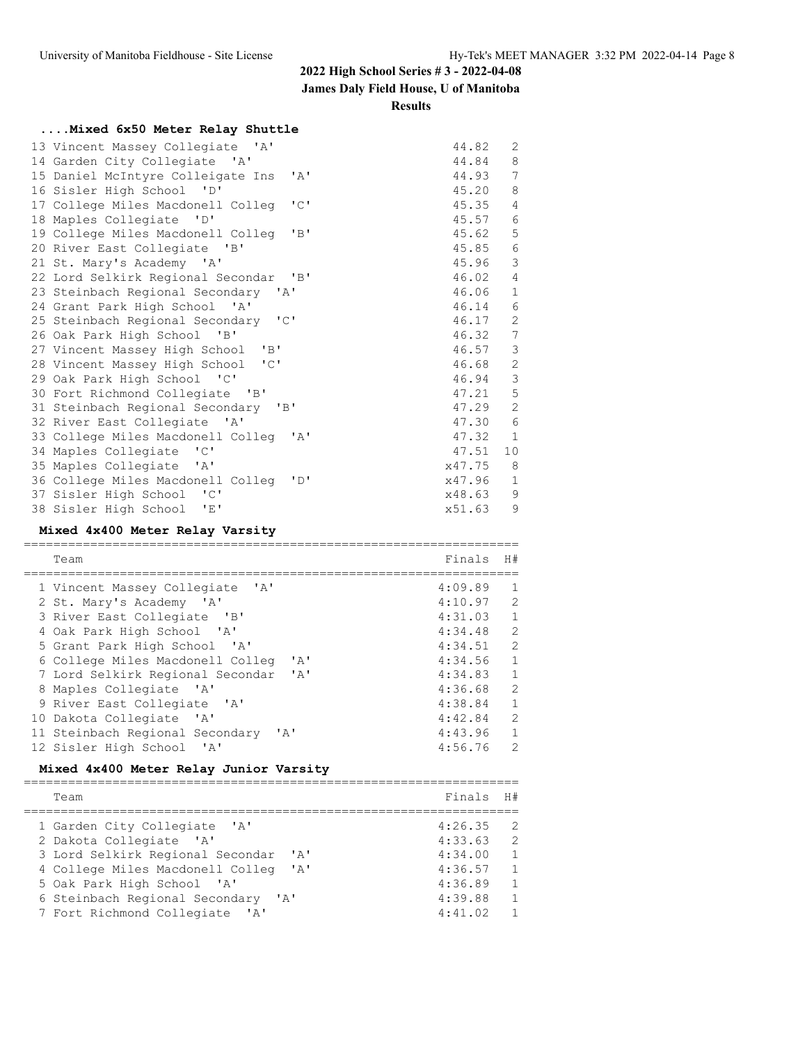## ....Mixed 6x50 Meter Relay Shuttle

| | | | |
|---|---|---|---|
| 13 | Vincent Massey Collegiate 'A' | 44.82 | 2 |
| 14 | Garden City Collegiate 'A' | 44.84 | 8 |
| 15 | Daniel McIntyre Colleigate Ins 'A' | 44.93 | 7 |
| 16 | Sisler High School 'D' | 45.20 | 8 |
| 17 | College Miles Macdonell Colleg 'C' | 45.35 | 4 |
| 18 | Maples Collegiate 'D' | 45.57 | 6 |
| 19 | College Miles Macdonell Colleg 'B' | 45.62 | 5 |
| 20 | River East Collegiate 'B' | 45.85 | 6 |
| 21 | St. Mary's Academy 'A' | 45.96 | 3 |
| 22 | Lord Selkirk Regional Secondar 'B' | 46.02 | 4 |
| 23 | Steinbach Regional Secondary 'A' | 46.06 | 1 |
| 24 | Grant Park High School 'A' | 46.14 | 6 |
| 25 | Steinbach Regional Secondary 'C' | 46.17 | 2 |
| 26 | Oak Park High School 'B' | 46.32 | 7 |
| 27 | Vincent Massey High School 'B' | 46.57 | 3 |
| 28 | Vincent Massey High School 'C' | 46.68 | 2 |
| 29 | Oak Park High School 'C' | 46.94 | 3 |
| 30 | Fort Richmond Collegiate 'B' | 47.21 | 5 |
| 31 | Steinbach Regional Secondary 'B' | 47.29 | 2 |
| 32 | River East Collegiate 'A' | 47.30 | 6 |
| 33 | College Miles Macdonell Colleg 'A' | 47.32 | 1 |
| 34 | Maples Collegiate 'C' | 47.51 | 10 |
| 35 | Maples Collegiate 'A' | x47.75 | 8 |
| 36 | College Miles Macdonell Colleg 'D' | x47.96 | 1 |
| 37 | Sisler High School 'C' | x48.63 | 9 |
| 38 | Sisler High School 'E' | x51.63 | 9 |

## Mixed 4x400 Meter Relay Varsity

| | Team | Finals | H# |
|---|---|---|---|
| 1 | Vincent Massey Collegiate 'A' | 4:09.89 | 1 |
| 2 | St. Mary's Academy 'A' | 4:10.97 | 2 |
| 3 | River East Collegiate 'B' | 4:31.03 | 1 |
| 4 | Oak Park High School 'A' | 4:34.48 | 2 |
| 5 | Grant Park High School 'A' | 4:34.51 | 2 |
| 6 | College Miles Macdonell Colleg 'A' | 4:34.56 | 1 |
| 7 | Lord Selkirk Regional Secondar 'A' | 4:34.83 | 1 |
| 8 | Maples Collegiate 'A' | 4:36.68 | 2 |
| 9 | River East Collegiate 'A' | 4:38.84 | 1 |
| 10 | Dakota Collegiate 'A' | 4:42.84 | 2 |
| 11 | Steinbach Regional Secondary 'A' | 4:43.96 | 1 |
| 12 | Sisler High School 'A' | 4:56.76 | 2 |

## Mixed 4x400 Meter Relay Junior Varsity

| | Team | Finals | H# |
|---|---|---|---|
| 1 | Garden City Collegiate 'A' | 4:26.35 | 2 |
| 2 | Dakota Collegiate 'A' | 4:33.63 | 2 |
| 3 | Lord Selkirk Regional Secondar 'A' | 4:34.00 | 1 |
| 4 | College Miles Macdonell Colleg 'A' | 4:36.57 | 1 |
| 5 | Oak Park High School 'A' | 4:36.89 | 1 |
| 6 | Steinbach Regional Secondary 'A' | 4:39.88 | 1 |
| 7 | Fort Richmond Collegiate 'A' | 4:41.02 | 1 |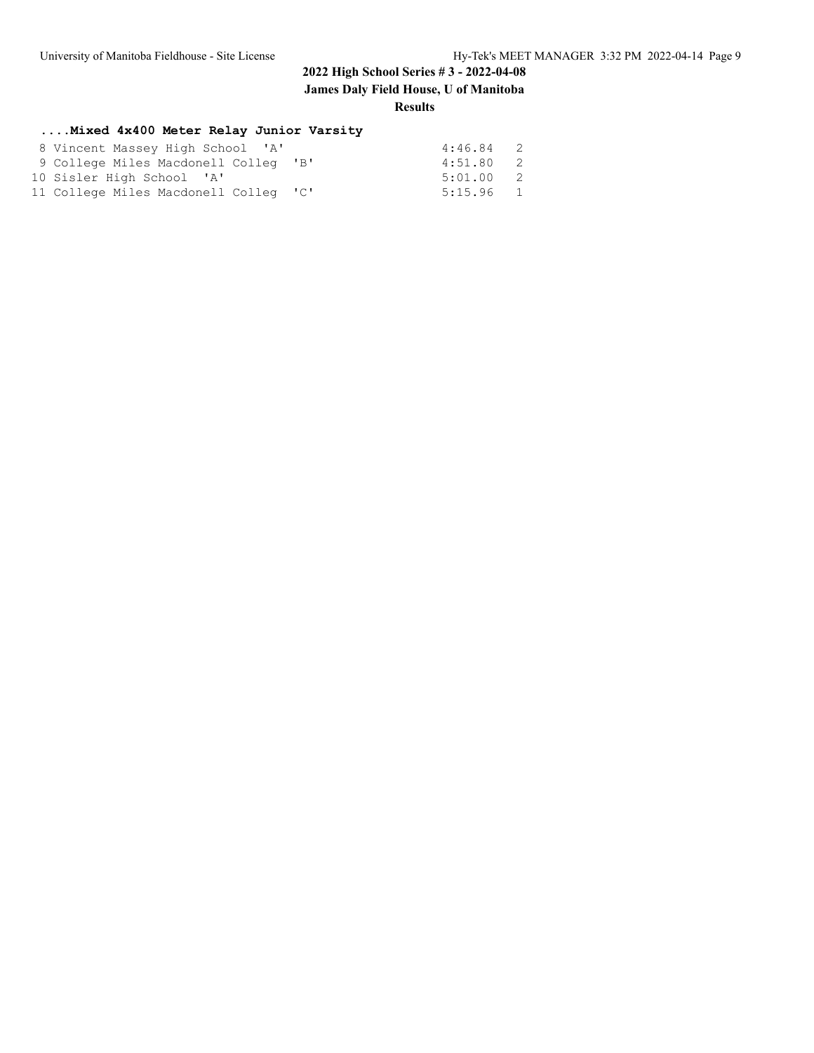### ....Mixed 4x400 Meter Relay Junior Varsity

| | | | |
|---|---|---|---|
| 8 | Vincent Massey High School 'A' | 4:46.84 | 2 |
| 9 | College Miles Macdonell Colleg 'B' | 4:51.80 | 2 |
| 10 | Sisler High School 'A' | 5:01.00 | 2 |
| 11 | College Miles Macdonell Colleg 'C' | 5:15.96 | 1 |